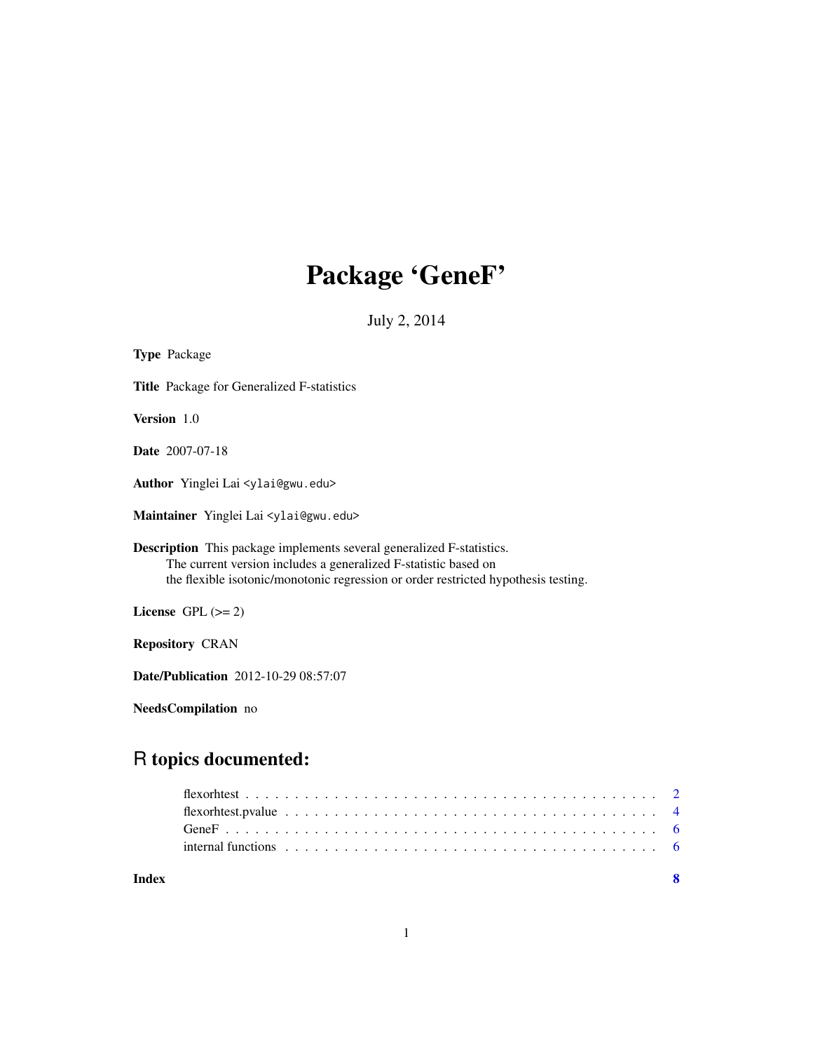# Package 'GeneF'

July 2, 2014

**Type** Package

**Title** Package for Generalized F-statistics

**Version** 1.0

**Date** 2007-07-18

**Author** Yinglei Lai <ylai@gwu.edu>

**Maintainer** Yinglei Lai <ylai@gwu.edu>

**Description** This package implements several generalized F-statistics.
The current version includes a generalized F-statistic based on
the flexible isotonic/monotonic regression or order restricted hypothesis testing.

**License** GPL (>= 2)

**Repository** CRAN

**Date/Publication** 2012-10-29 08:57:07

**NeedsCompilation** no

## R topics documented:

- flexorhtest . . . . . . . . . . . . . . . . . . . . . . . . . . . . . . . . . . . . . . . 2
- flexorhtest.pvalue . . . . . . . . . . . . . . . . . . . . . . . . . . . . . . . . . . . 4
- GeneF . . . . . . . . . . . . . . . . . . . . . . . . . . . . . . . . . . . . . . . . . . 6
- internal functions . . . . . . . . . . . . . . . . . . . . . . . . . . . . . . . . . . . 6

**Index** 8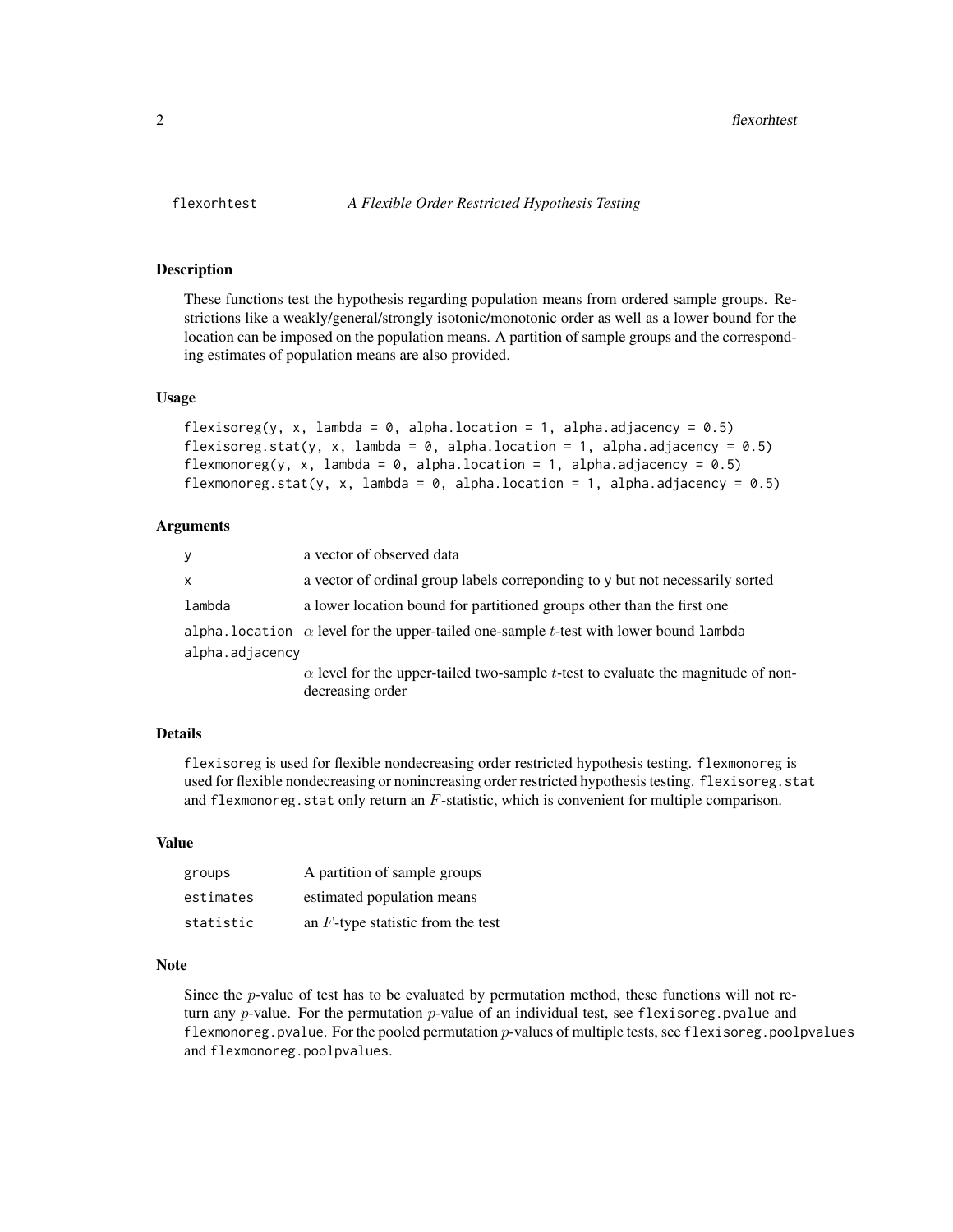# flexorhtest — *A Flexible Order Restricted Hypothesis Testing*

## Description

These functions test the hypothesis regarding population means from ordered sample groups. Restrictions like a weakly/general/strongly isotonic/monotonic order as well as a lower bound for the location can be imposed on the population means. A partition of sample groups and the corresponding estimates of population means are also provided.

## Usage

```
flexisoreg(y, x, lambda = 0, alpha.location = 1, alpha.adjacency = 0.5)
flexisoreg.stat(y, x, lambda = 0, alpha.location = 1, alpha.adjacency = 0.5)
flexmonoreg(y, x, lambda = 0, alpha.location = 1, alpha.adjacency = 0.5)
flexmonoreg.stat(y, x, lambda = 0, alpha.location = 1, alpha.adjacency = 0.5)
```

## Arguments

| | |
|---|---|
| `y` | a vector of observed data |
| `x` | a vector of ordinal group labels correponding to y but not necessarily sorted |
| `lambda` | a lower location bound for partitioned groups other than the first one |
| `alpha.location` | $\alpha$ level for the upper-tailed one-sample $t$-test with lower bound `lambda` |
| `alpha.adjacency` | $\alpha$ level for the upper-tailed two-sample $t$-test to evaluate the magnitude of nondecreasing order |

## Details

`flexisoreg` is used for flexible nondecreasing order restricted hypothesis testing. `flexmonoreg` is used for flexible nondecreasing or nonincreasing order restricted hypothesis testing. `flexisoreg.stat` and `flexmonoreg.stat` only return an $F$-statistic, which is convenient for multiple comparison.

## Value

| | |
|---|---|
| `groups` | A partition of sample groups |
| `estimates` | estimated population means |
| `statistic` | an $F$-type statistic from the test |

## Note

Since the $p$-value of test has to be evaluated by permutation method, these functions will not return any $p$-value. For the permutation $p$-value of an individual test, see `flexisoreg.pvalue` and `flexmonoreg.pvalue`. For the pooled permutation $p$-values of multiple tests, see `flexisoreg.poolpvalues` and `flexmonoreg.poolpvalues`.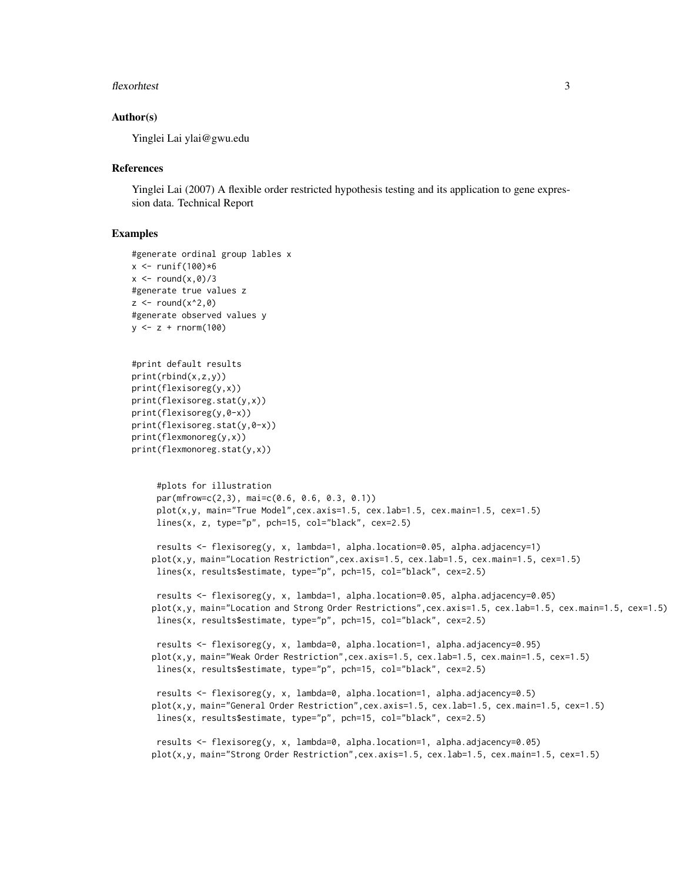## Author(s)

Yinglei Lai ylai@gwu.edu

## References

Yinglei Lai (2007) A flexible order restricted hypothesis testing and its application to gene expression data. Technical Report

## Examples

```
#generate ordinal group lables x
x <- runif(100)*6
x <- round(x,0)/3
#generate true values z
z <- round(x^2,0)
#generate observed values y
y <- z + rnorm(100)


#print default results
print(rbind(x,z,y))
print(flexisoreg(y,x))
print(flexisoreg.stat(y,x))
print(flexisoreg(y,0-x))
print(flexisoreg.stat(y,0-x))
print(flexmonoreg(y,x))
print(flexmonoreg.stat(y,x))


     #plots for illustration
     par(mfrow=c(2,3), mai=c(0.6, 0.6, 0.3, 0.1))
     plot(x,y, main="True Model",cex.axis=1.5, cex.lab=1.5, cex.main=1.5, cex=1.5)
     lines(x, z, type="p", pch=15, col="black", cex=2.5)

     results <- flexisoreg(y, x, lambda=1, alpha.location=0.05, alpha.adjacency=1)
    plot(x,y, main="Location Restriction",cex.axis=1.5, cex.lab=1.5, cex.main=1.5, cex=1.5)
     lines(x, results$estimate, type="p", pch=15, col="black", cex=2.5)

     results <- flexisoreg(y, x, lambda=1, alpha.location=0.05, alpha.adjacency=0.05)
    plot(x,y, main="Location and Strong Order Restrictions",cex.axis=1.5, cex.lab=1.5, cex.main=1.5, cex=1.5)
     lines(x, results$estimate, type="p", pch=15, col="black", cex=2.5)

     results <- flexisoreg(y, x, lambda=0, alpha.location=1, alpha.adjacency=0.95)
    plot(x,y, main="Weak Order Restriction",cex.axis=1.5, cex.lab=1.5, cex.main=1.5, cex=1.5)
     lines(x, results$estimate, type="p", pch=15, col="black", cex=2.5)

     results <- flexisoreg(y, x, lambda=0, alpha.location=1, alpha.adjacency=0.5)
    plot(x,y, main="General Order Restriction",cex.axis=1.5, cex.lab=1.5, cex.main=1.5, cex=1.5)
     lines(x, results$estimate, type="p", pch=15, col="black", cex=2.5)

     results <- flexisoreg(y, x, lambda=0, alpha.location=1, alpha.adjacency=0.05)
    plot(x,y, main="Strong Order Restriction",cex.axis=1.5, cex.lab=1.5, cex.main=1.5, cex=1.5)
```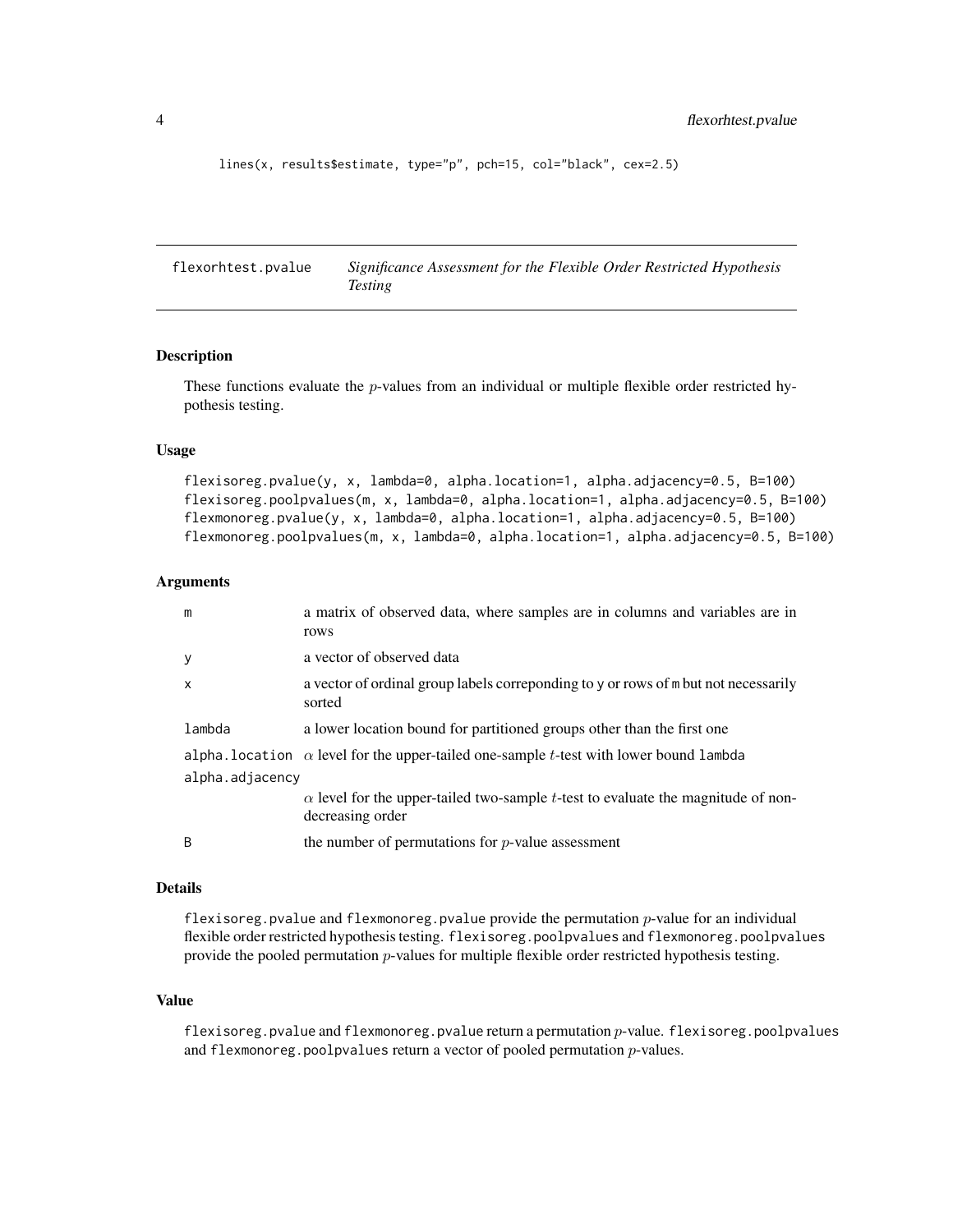```
lines(x, results$estimate, type="p", pch=15, col="black", cex=2.5)
```

## flexorhtest.pvalue — *Significance Assessment for the Flexible Order Restricted Hypothesis Testing*

### Description

These functions evaluate the $p$-values from an individual or multiple flexible order restricted hypothesis testing.

### Usage

```
flexisoreg.pvalue(y, x, lambda=0, alpha.location=1, alpha.adjacency=0.5, B=100)
flexisoreg.poolpvalues(m, x, lambda=0, alpha.location=1, alpha.adjacency=0.5, B=100)
flexmonoreg.pvalue(y, x, lambda=0, alpha.location=1, alpha.adjacency=0.5, B=100)
flexmonoreg.poolpvalues(m, x, lambda=0, alpha.location=1, alpha.adjacency=0.5, B=100)
```

### Arguments

| | |
|---|---|
| `m` | a matrix of observed data, where samples are in columns and variables are in rows |
| `y` | a vector of observed data |
| `x` | a vector of ordinal group labels correponding to `y` or rows of `m` but not necessarily sorted |
| `lambda` | a lower location bound for partitioned groups other than the first one |
| `alpha.location` | $\alpha$ level for the upper-tailed one-sample $t$-test with lower bound `lambda` |
| `alpha.adjacency` | $\alpha$ level for the upper-tailed two-sample $t$-test to evaluate the magnitude of non-decreasing order |
| `B` | the number of permutations for $p$-value assessment |

### Details

`flexisoreg.pvalue` and `flexmonoreg.pvalue` provide the permutation $p$-value for an individual flexible order restricted hypothesis testing. `flexisoreg.poolpvalues` and `flexmonoreg.poolpvalues` provide the pooled permutation $p$-values for multiple flexible order restricted hypothesis testing.

### Value

`flexisoreg.pvalue` and `flexmonoreg.pvalue` return a permutation $p$-value. `flexisoreg.poolpvalues` and `flexmonoreg.poolpvalues` return a vector of pooled permutation $p$-values.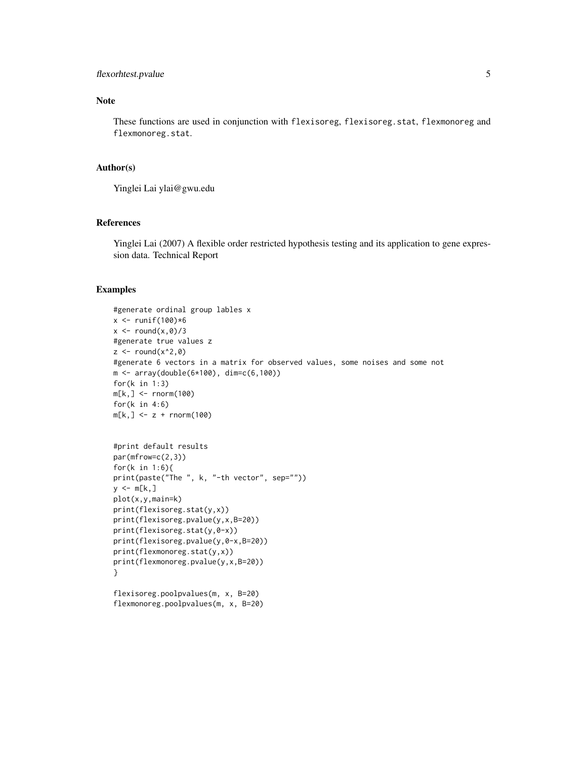## Note

These functions are used in conjunction with `flexisoreg`, `flexisoreg.stat`, `flexmonoreg` and `flexmonoreg.stat`.

## Author(s)

Yinglei Lai ylai@gwu.edu

## References

Yinglei Lai (2007) A flexible order restricted hypothesis testing and its application to gene expression data. Technical Report

## Examples

```
#generate ordinal group lables x
x <- runif(100)*6
x <- round(x,0)/3
#generate true values z
z <- round(x^2,0)
#generate 6 vectors in a matrix for observed values, some noises and some not
m <- array(double(6*100), dim=c(6,100))
for(k in 1:3)
m[k,] <- rnorm(100)
for(k in 4:6)
m[k,] <- z + rnorm(100)


#print default results
par(mfrow=c(2,3))
for(k in 1:6){
print(paste("The ", k, "-th vector", sep=""))
y <- m[k,]
plot(x,y,main=k)
print(flexisoreg.stat(y,x))
print(flexisoreg.pvalue(y,x,B=20))
print(flexisoreg.stat(y,0-x))
print(flexisoreg.pvalue(y,0-x,B=20))
print(flexmonoreg.stat(y,x))
print(flexmonoreg.pvalue(y,x,B=20))
}

flexisoreg.poolpvalues(m, x, B=20)
flexmonoreg.poolpvalues(m, x, B=20)
```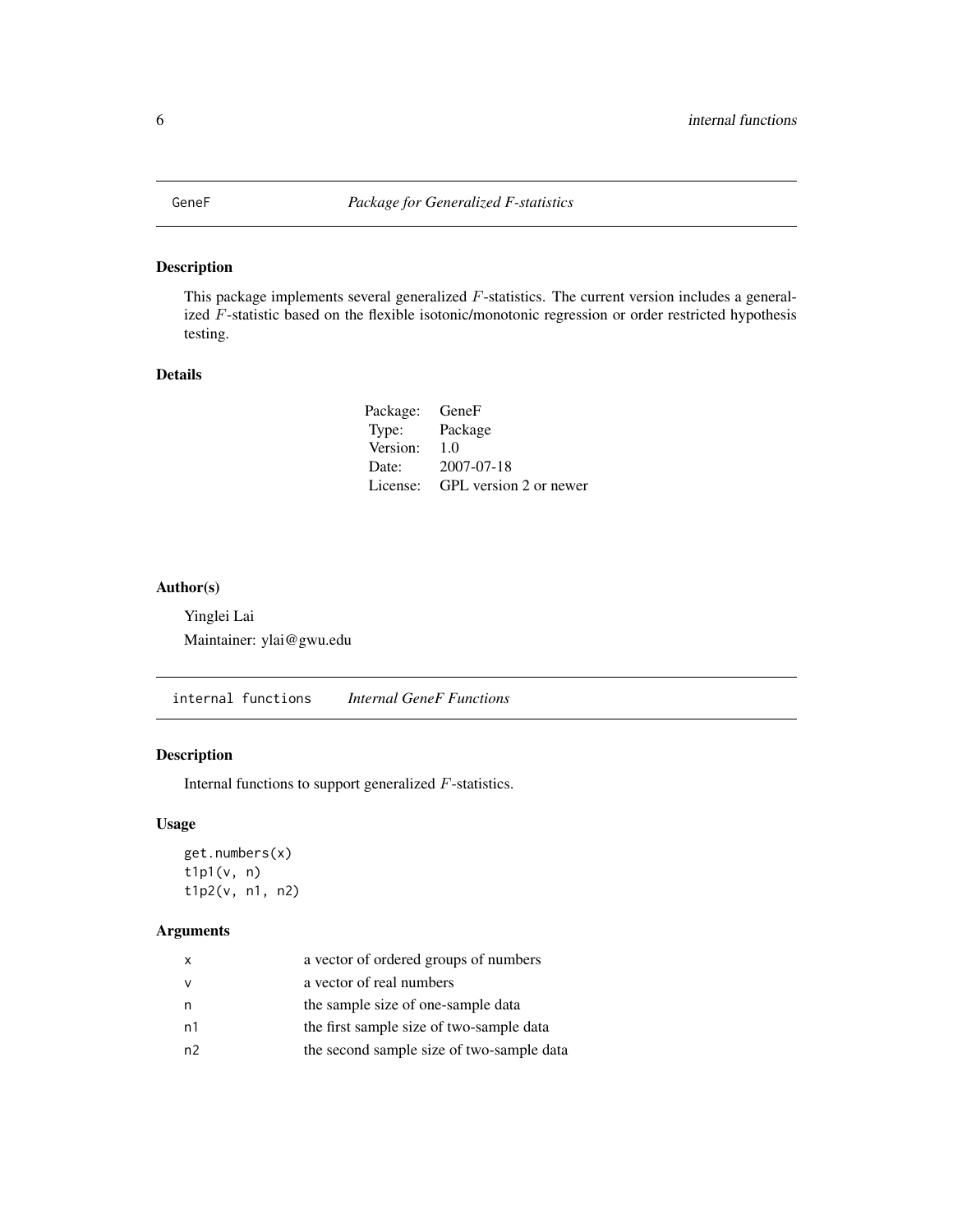GeneF *Package for Generalized F-statistics*

## Description

This package implements several generalized $F$-statistics. The current version includes a generalized $F$-statistic based on the flexible isotonic/monotonic regression or order restricted hypothesis testing.

## Details

| | |
|---|---|
| Package: | GeneF |
| Type: | Package |
| Version: | 1.0 |
| Date: | 2007-07-18 |
| License: | GPL version 2 or newer |

## Author(s)

Yinglei Lai

Maintainer: ylai@gwu.edu

internal functions *Internal GeneF Functions*

## Description

Internal functions to support generalized $F$-statistics.

## Usage

```
get.numbers(x)
t1p1(v, n)
t1p2(v, n1, n2)
```

## Arguments

| | |
|---|---|
| x | a vector of ordered groups of numbers |
| v | a vector of real numbers |
| n | the sample size of one-sample data |
| n1 | the first sample size of two-sample data |
| n2 | the second sample size of two-sample data |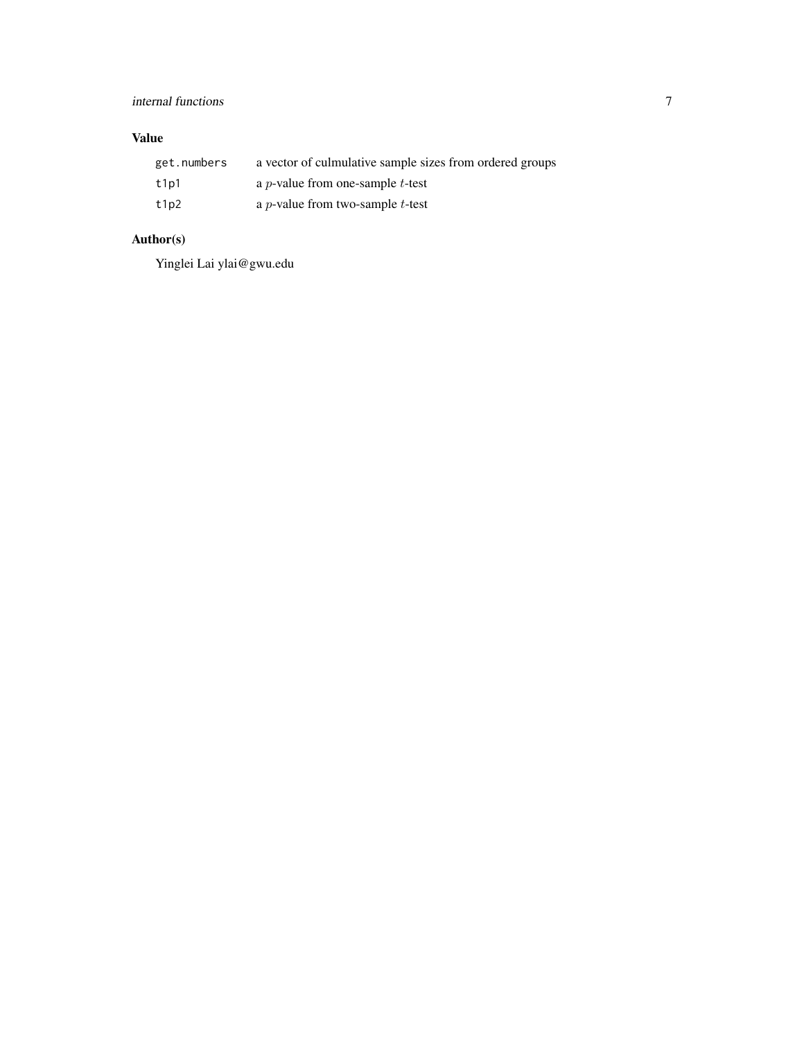## Value

| | |
|---|---|
| `get.numbers` | a vector of culmulative sample sizes from ordered groups |
| `t1p1` | a $p$-value from one-sample $t$-test |
| `t1p2` | a $p$-value from two-sample $t$-test |

## Author(s)

Yinglei Lai ylai@gwu.edu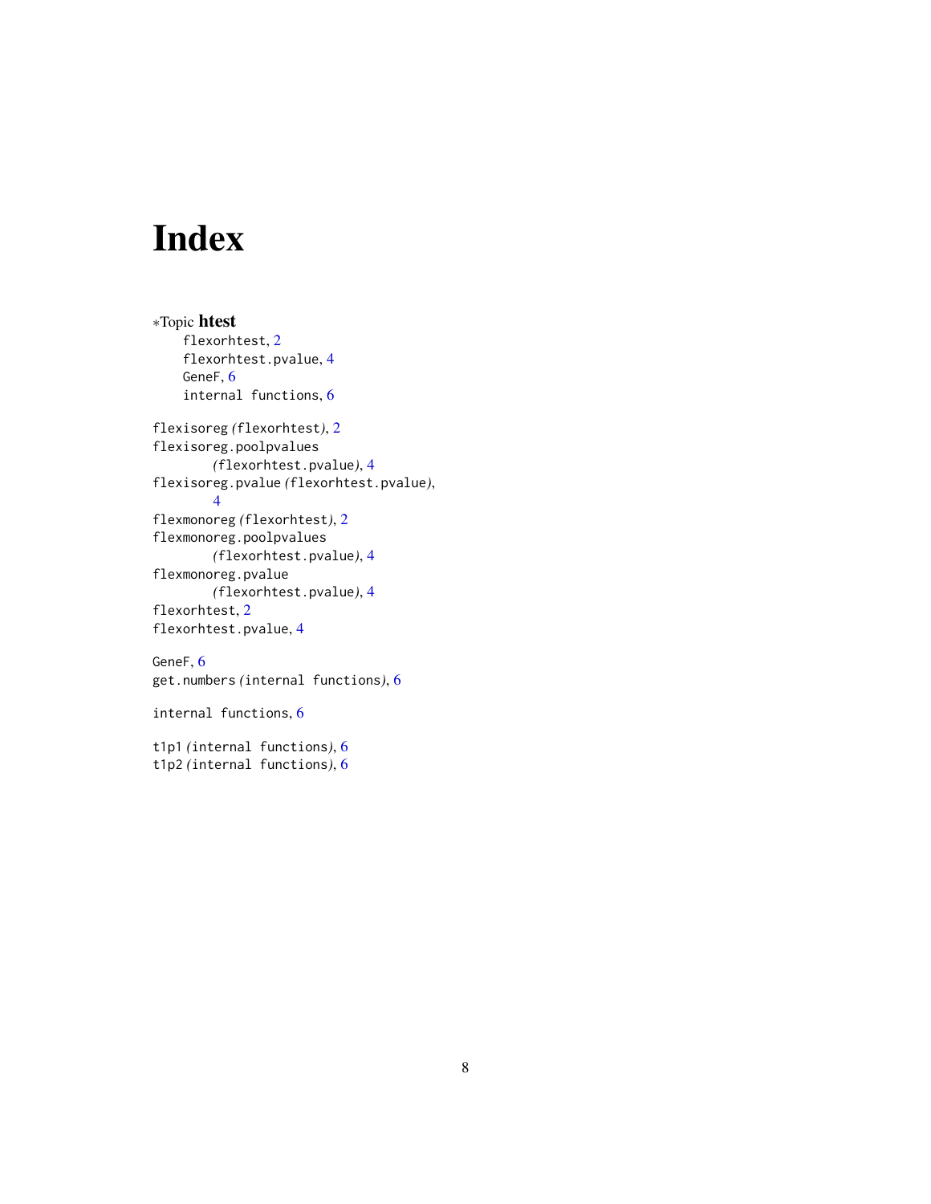# Index

*Topic **htest**

- flexorhtest, 2
- flexorhtest.pvalue, 4
- GeneF, 6
- internal functions, 6

flexisoreg *(*flexorhtest*)*, 2
flexisoreg.poolpvalues *(*flexorhtest.pvalue*)*, 4
flexisoreg.pvalue *(*flexorhtest.pvalue*)*, 4
flexmonoreg *(*flexorhtest*)*, 2
flexmonoreg.poolpvalues *(*flexorhtest.pvalue*)*, 4
flexmonoreg.pvalue *(*flexorhtest.pvalue*)*, 4
flexorhtest, 2
flexorhtest.pvalue, 4

GeneF, 6
get.numbers *(*internal functions*)*, 6

internal functions, 6

t1p1 *(*internal functions*)*, 6
t1p2 *(*internal functions*)*, 6